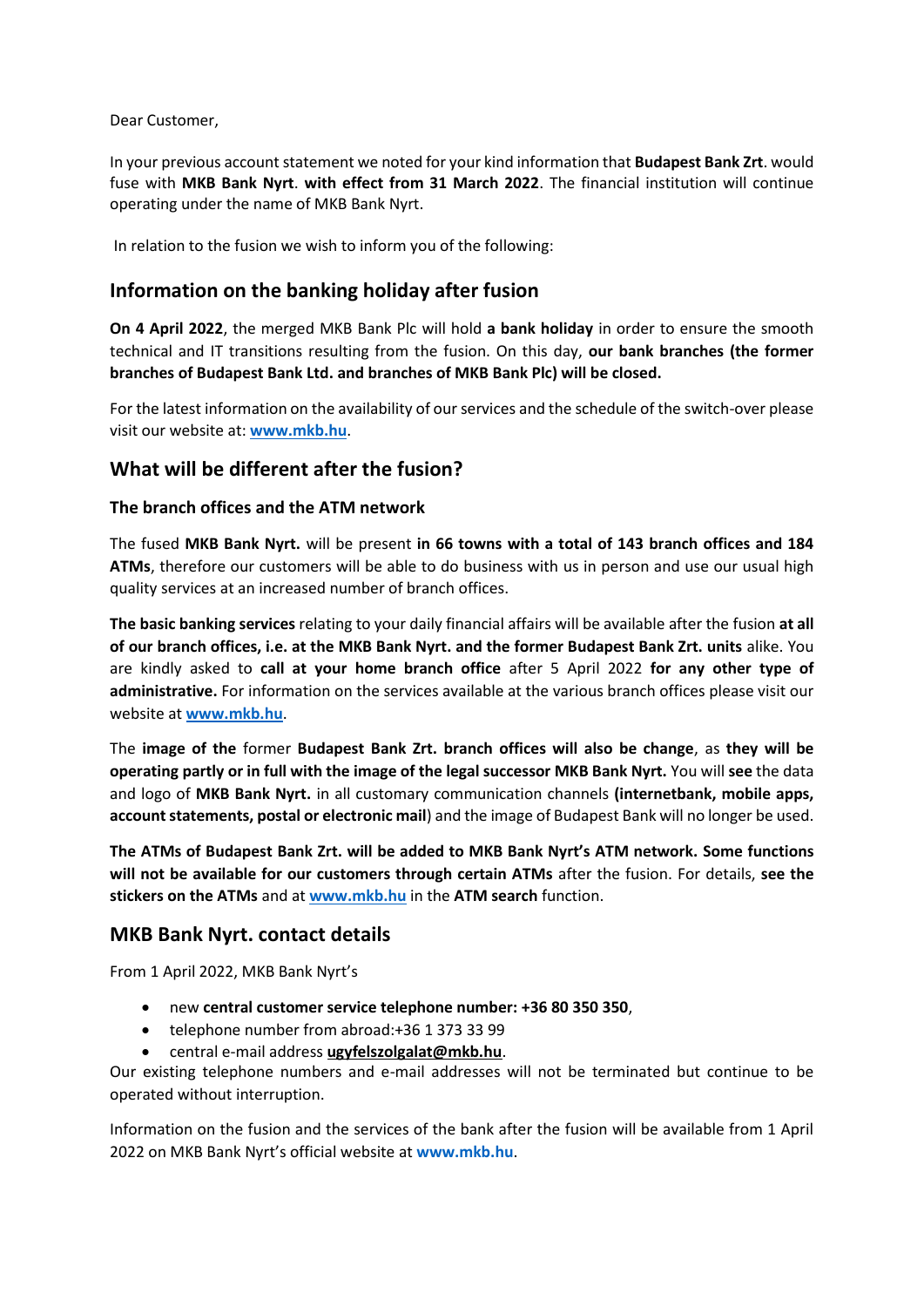Dear Customer,

In your previous account statement we noted for your kind information that **Budapest Bank Zrt**. would fuse with **MKB Bank Nyrt**. **with effect from 31 March 2022**. The financial institution will continue operating under the name of MKB Bank Nyrt.

In relation to the fusion we wish to inform you of the following:

## Information on the banking holiday after fusion

**On 4 April 2022**, the merged MKB Bank Plc will hold **a bank holiday** in order to ensure the smooth technical and IT transitions resulting from the fusion. On this day, **our bank branches (the former branches of Budapest Bank Ltd. and branches of MKB Bank Plc) will be closed.**

For the latest information on the availability of our services and the schedule of the switch-over please visit our website at: **www.mkb.hu**.

## What will be different after the fusion?

### The branch offices and the ATM network

The fused **MKB Bank Nyrt.** will be present **in 66 towns with a total of 143 branch offices and 184 ATMs**, therefore our customers will be able to do business with us in person and use our usual high quality services at an increased number of branch offices.

**The basic banking services** relating to your daily financial affairs will be available after the fusion **at all of our branch offices, i.e. at the MKB Bank Nyrt. and the former Budapest Bank Zrt. units** alike. You are kindly asked to **call at your home branch office** after 5 April 2022 **for any other type of administrative.** For information on the services available at the various branch offices please visit our website at **www.mkb.hu**.

The **image of the** former **Budapest Bank Zrt. branch offices will also be change**, as **they will be operating partly or in full with the image of the legal successor MKB Bank Nyrt.** You will **see** the data and logo of **MKB Bank Nyrt.** in all customary communication channels **(internetbank, mobile apps, account statements, postal or electronic mail**) and the image of Budapest Bank will no longer be used.

**The ATMs of Budapest Bank Zrt. will be added to MKB Bank Nyrt's ATM network. Some functions will not be available for our customers through certain ATMs** after the fusion. For details, **see the stickers on the ATMs** and at **www.mkb.hu** in the **ATM search** function.

## MKB Bank Nyrt. contact details

From 1 April 2022, MKB Bank Nyrt's

- new **central customer service telephone number: +36 80 350 350**,
- telephone number from abroad:+36 1 373 33 99
- central e-mail address **ugyfelszolgalat@mkb.hu**.

Our existing telephone numbers and e-mail addresses will not be terminated but continue to be operated without interruption.

Information on the fusion and the services of the bank after the fusion will be available from 1 April 2022 on MKB Bank Nyrt's official website at **www.mkb.hu**.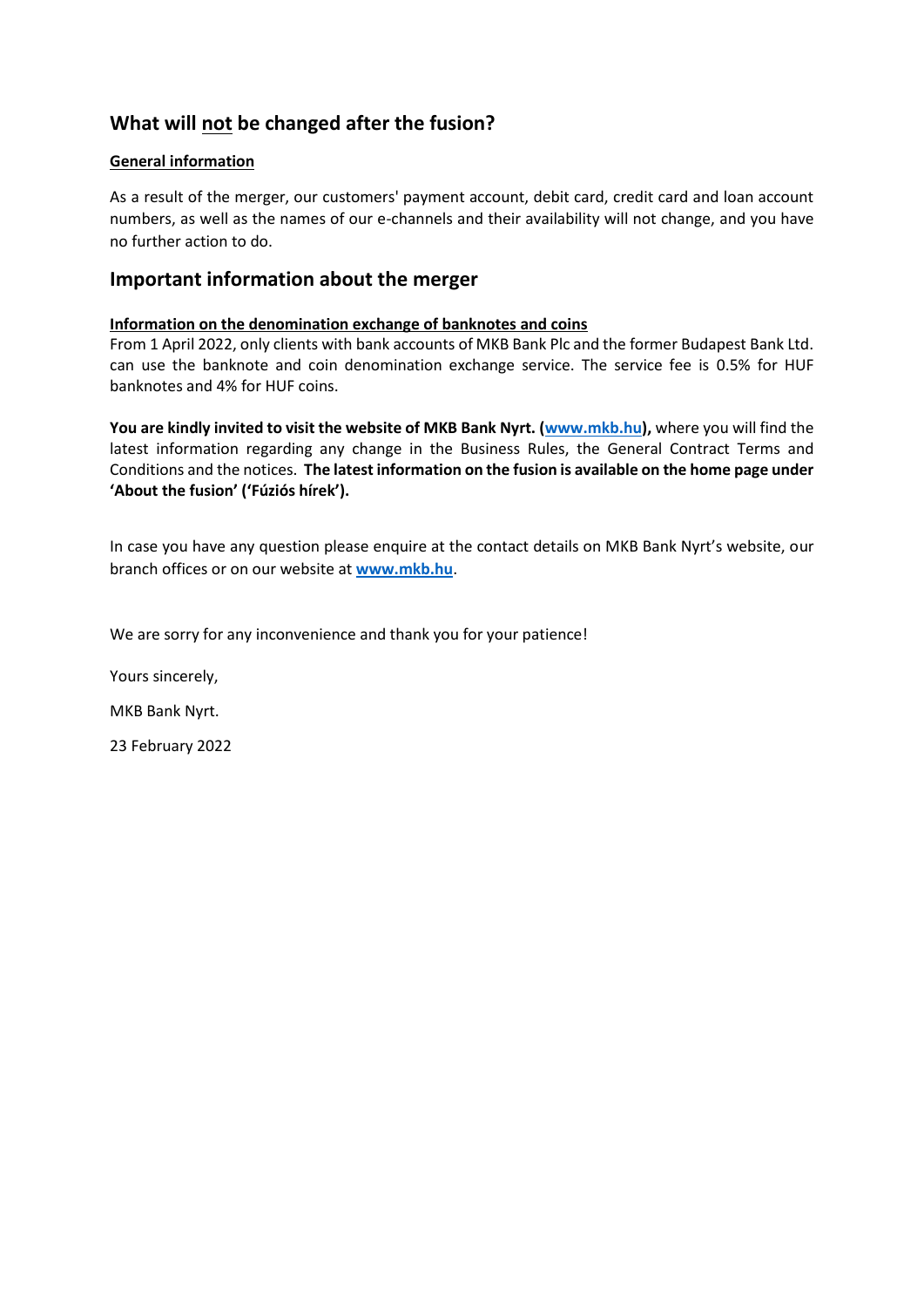## What will <u>not</u> be changed after the fusion?

**<u>General information</u>**

As a result of the merger, our customers' payment account, debit card, credit card and loan account numbers, as well as the names of our e-channels and their availability will not change, and you have no further action to do.

## Important information about the merger

**<u>Information on the denomination exchange of banknotes and coins</u>**
From 1 April 2022, only clients with bank accounts of MKB Bank Plc and the former Budapest Bank Ltd. can use the banknote and coin denomination exchange service. The service fee is 0.5% for HUF banknotes and 4% for HUF coins.

**You are kindly invited to visit the website of MKB Bank Nyrt. ([www.mkb.hu](www.mkb.hu)),** where you will find the latest information regarding any change in the Business Rules, the General Contract Terms and Conditions and the notices. **The latest information on the fusion is available on the home page under 'About the fusion' ('Fúziós hírek').**

In case you have any question please enquire at the contact details on MKB Bank Nyrt's website, our branch offices or on our website at **[www.mkb.hu](www.mkb.hu)**.

We are sorry for any inconvenience and thank you for your patience!

Yours sincerely,

MKB Bank Nyrt.

23 February 2022